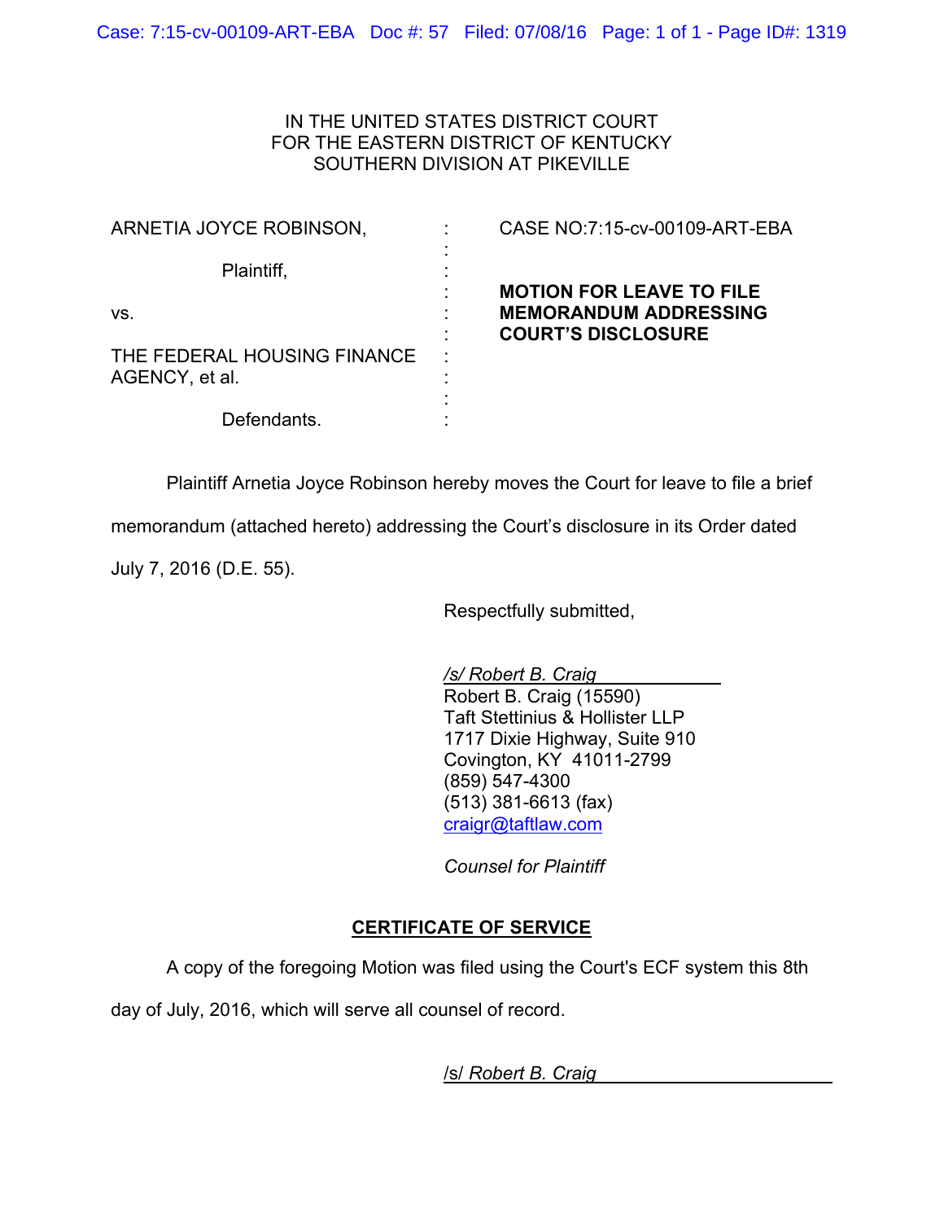IN THE UNITED STATES DISTRICT COURT
FOR THE EASTERN DISTRICT OF KENTUCKY
SOUTHERN DIVISION AT PIKEVILLE

| | | |
|---|---|---|
| ARNETIA JOYCE ROBINSON, | : | CASE NO:7:15-cv-00109-ART-EBA |
| Plaintiff, | : | |
| vs. | : | **MOTION FOR LEAVE TO FILE MEMORANDUM ADDRESSING COURT'S DISCLOSURE** |
| THE FEDERAL HOUSING FINANCE AGENCY, et al. | : | |
| Defendants. | : | |

Plaintiff Arnetia Joyce Robinson hereby moves the Court for leave to file a brief memorandum (attached hereto) addressing the Court's disclosure in its Order dated July 7, 2016 (D.E. 55).

Respectfully submitted,

*/s/ Robert B. Craig*
Robert B. Craig (15590)
Taft Stettinius & Hollister LLP
1717 Dixie Highway, Suite 910
Covington, KY 41011-2799
(859) 547-4300
(513) 381-6613 (fax)
craigr@taftlaw.com

*Counsel for Plaintiff*

## CERTIFICATE OF SERVICE

A copy of the foregoing Motion was filed using the Court's ECF system this 8th day of July, 2016, which will serve all counsel of record.

/s/ *Robert B. Craig*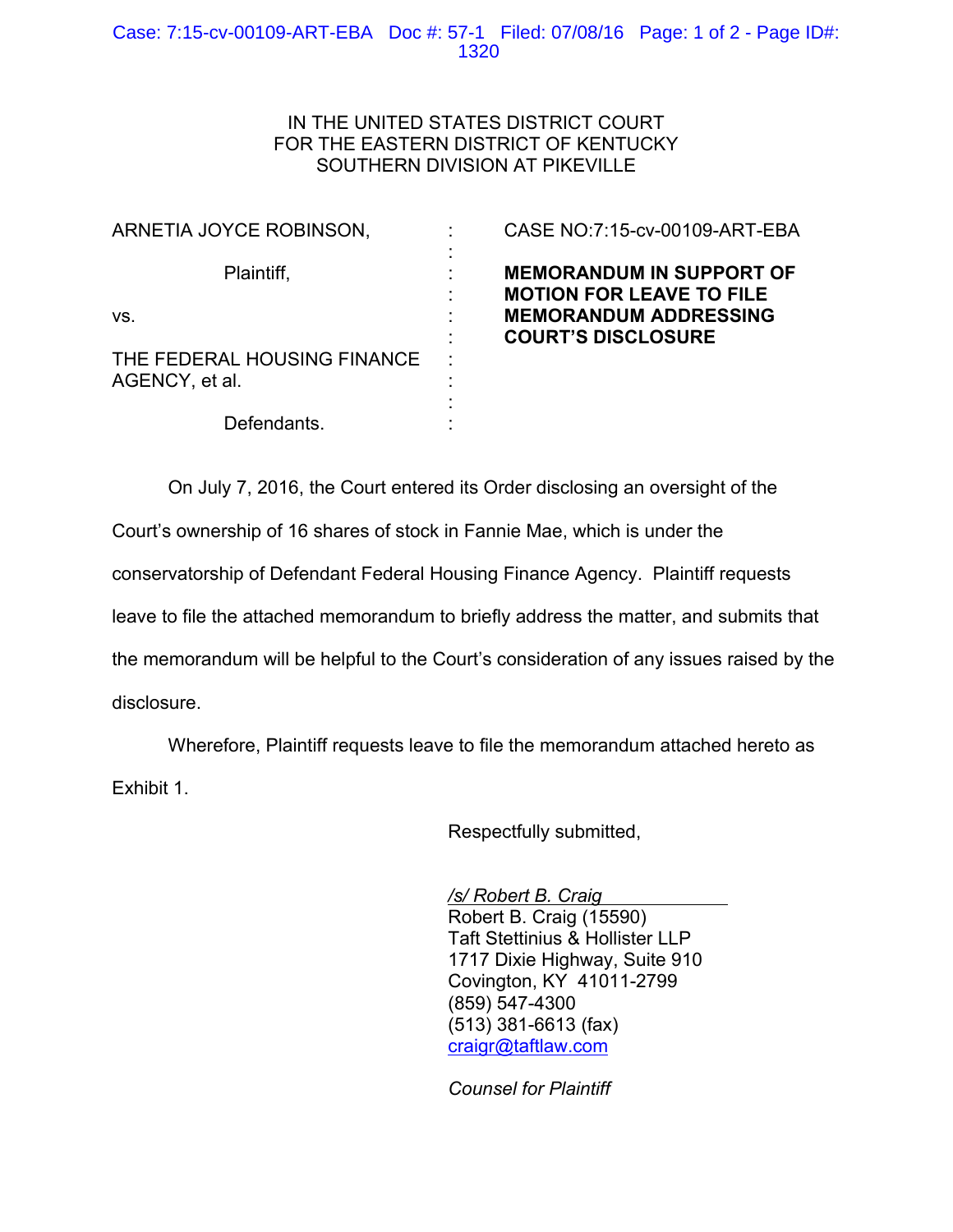IN THE UNITED STATES DISTRICT COURT
FOR THE EASTERN DISTRICT OF KENTUCKY
SOUTHERN DIVISION AT PIKEVILLE

| | | |
|---|---|---|
| ARNETIA JOYCE ROBINSON,<br><br>Plaintiff,<br><br>vs.<br><br>THE FEDERAL HOUSING FINANCE AGENCY, et al.<br><br>Defendants. | : | CASE NO:7:15-cv-00109-ART-EBA<br><br>**MEMORANDUM IN SUPPORT OF MOTION FOR LEAVE TO FILE MEMORANDUM ADDRESSING COURT'S DISCLOSURE** |

On July 7, 2016, the Court entered its Order disclosing an oversight of the Court's ownership of 16 shares of stock in Fannie Mae, which is under the conservatorship of Defendant Federal Housing Finance Agency. Plaintiff requests leave to file the attached memorandum to briefly address the matter, and submits that the memorandum will be helpful to the Court's consideration of any issues raised by the disclosure.

Wherefore, Plaintiff requests leave to file the memorandum attached hereto as Exhibit 1.

Respectfully submitted,

*/s/ Robert B. Craig*
Robert B. Craig (15590)
Taft Stettinius & Hollister LLP
1717 Dixie Highway, Suite 910
Covington, KY 41011-2799
(859) 547-4300
(513) 381-6613 (fax)
craigr@taftlaw.com

*Counsel for Plaintiff*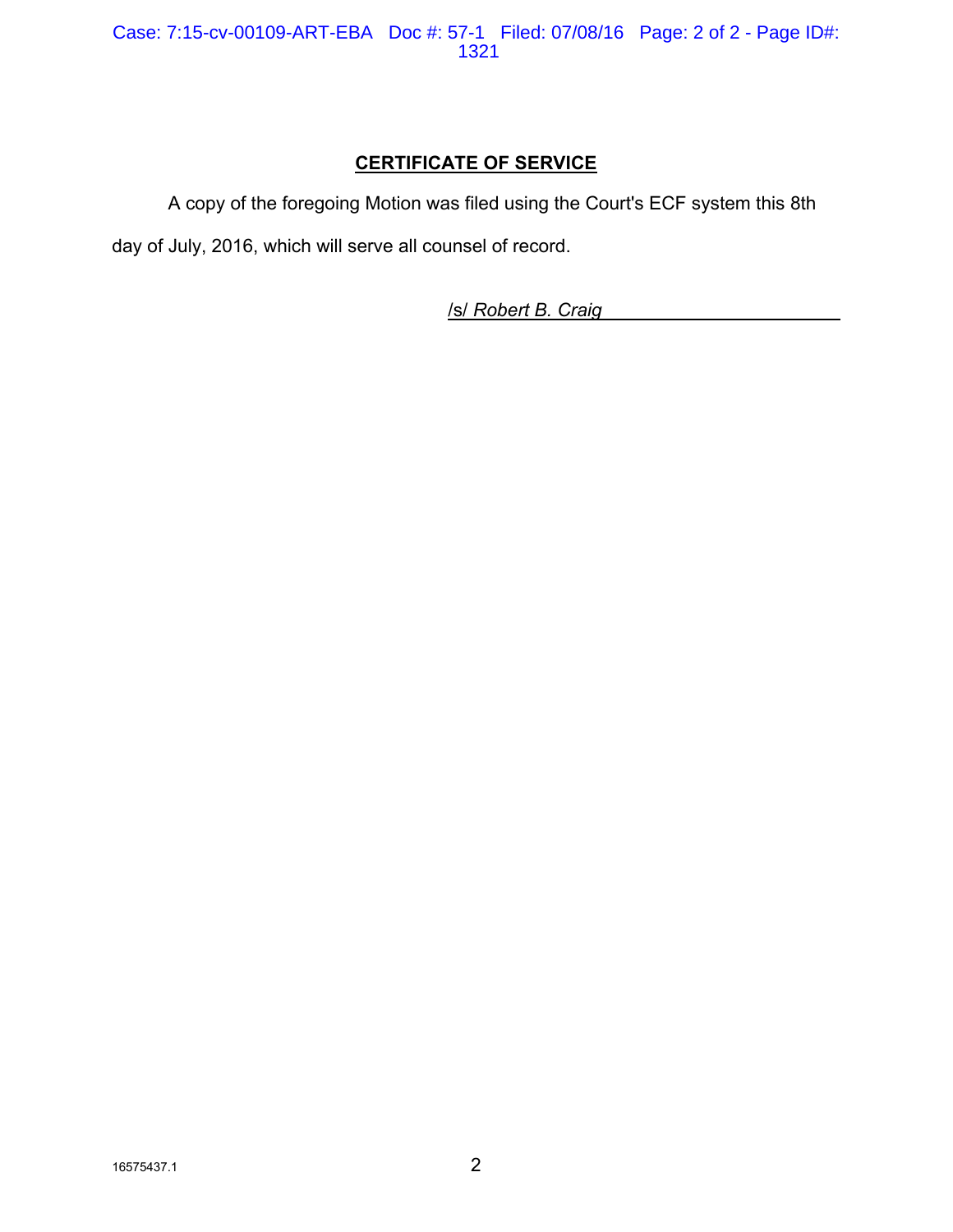## CERTIFICATE OF SERVICE

A copy of the foregoing Motion was filed using the Court's ECF system this 8th day of July, 2016, which will serve all counsel of record.

/s/ *Robert B. Craig*

16575437.1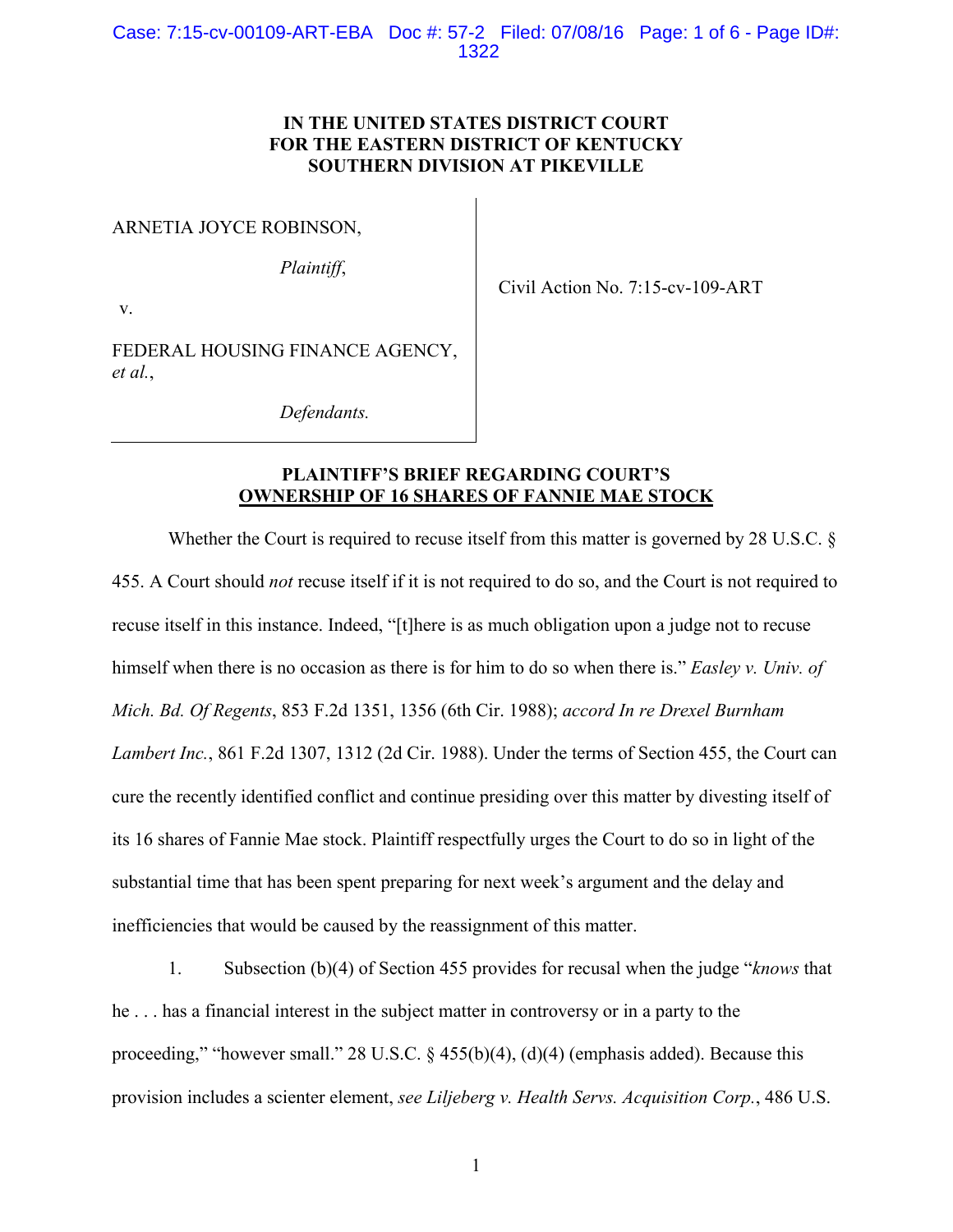**IN THE UNITED STATES DISTRICT COURT**
**FOR THE EASTERN DISTRICT OF KENTUCKY**
**SOUTHERN DIVISION AT PIKEVILLE**

ARNETIA JOYCE ROBINSON,

*Plaintiff*,

v.

FEDERAL HOUSING FINANCE AGENCY, *et al.*,

*Defendants.*

Civil Action No. 7:15-cv-109-ART

**PLAINTIFF'S BRIEF REGARDING COURT'S**
**OWNERSHIP OF 16 SHARES OF FANNIE MAE STOCK**

Whether the Court is required to recuse itself from this matter is governed by 28 U.S.C. § 455. A Court should *not* recuse itself if it is not required to do so, and the Court is not required to recuse itself in this instance. Indeed, "[t]here is as much obligation upon a judge not to recuse himself when there is no occasion as there is for him to do so when there is." *Easley v. Univ. of Mich. Bd. Of Regents*, 853 F.2d 1351, 1356 (6th Cir. 1988); *accord In re Drexel Burnham Lambert Inc.*, 861 F.2d 1307, 1312 (2d Cir. 1988). Under the terms of Section 455, the Court can cure the recently identified conflict and continue presiding over this matter by divesting itself of its 16 shares of Fannie Mae stock. Plaintiff respectfully urges the Court to do so in light of the substantial time that has been spent preparing for next week's argument and the delay and inefficiencies that would be caused by the reassignment of this matter.

1. Subsection (b)(4) of Section 455 provides for recusal when the judge "*knows* that he . . . has a financial interest in the subject matter in controversy or in a party to the proceeding," "however small." 28 U.S.C. § 455(b)(4), (d)(4) (emphasis added). Because this provision includes a scienter element, *see Liljeberg v. Health Servs. Acquisition Corp.*, 486 U.S.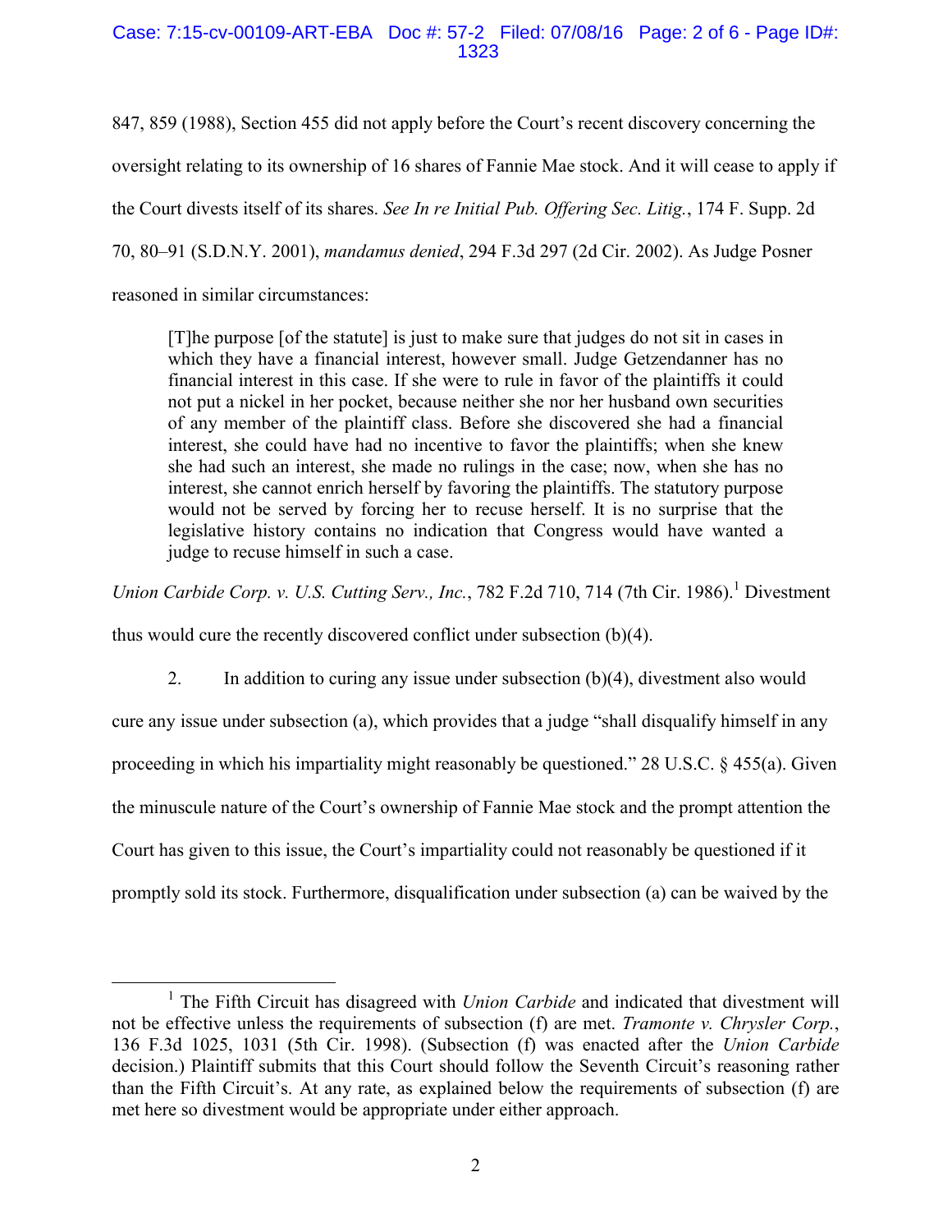847, 859 (1988), Section 455 did not apply before the Court's recent discovery concerning the oversight relating to its ownership of 16 shares of Fannie Mae stock. And it will cease to apply if the Court divests itself of its shares. *See In re Initial Pub. Offering Sec. Litig.*, 174 F. Supp. 2d 70, 80–91 (S.D.N.Y. 2001), *mandamus denied*, 294 F.3d 297 (2d Cir. 2002). As Judge Posner reasoned in similar circumstances:

> [T]he purpose [of the statute] is just to make sure that judges do not sit in cases in which they have a financial interest, however small. Judge Getzendanner has no financial interest in this case. If she were to rule in favor of the plaintiffs it could not put a nickel in her pocket, because neither she nor her husband own securities of any member of the plaintiff class. Before she discovered she had a financial interest, she could have had no incentive to favor the plaintiffs; when she knew she had such an interest, she made no rulings in the case; now, when she has no interest, she cannot enrich herself by favoring the plaintiffs. The statutory purpose would not be served by forcing her to recuse herself. It is no surprise that the legislative history contains no indication that Congress would have wanted a judge to recuse himself in such a case.

*Union Carbide Corp. v. U.S. Cutting Serv., Inc.*, 782 F.2d 710, 714 (7th Cir. 1986).[1] Divestment thus would cure the recently discovered conflict under subsection (b)(4).

2. In addition to curing any issue under subsection (b)(4), divestment also would cure any issue under subsection (a), which provides that a judge "shall disqualify himself in any proceeding in which his impartiality might reasonably be questioned." 28 U.S.C. § 455(a). Given the minuscule nature of the Court's ownership of Fannie Mae stock and the prompt attention the Court has given to this issue, the Court's impartiality could not reasonably be questioned if it promptly sold its stock. Furthermore, disqualification under subsection (a) can be waived by the

---

[1] The Fifth Circuit has disagreed with *Union Carbide* and indicated that divestment will not be effective unless the requirements of subsection (f) are met. *Tramonte v. Chrysler Corp.*, 136 F.3d 1025, 1031 (5th Cir. 1998). (Subsection (f) was enacted after the *Union Carbide* decision.) Plaintiff submits that this Court should follow the Seventh Circuit's reasoning rather than the Fifth Circuit's. At any rate, as explained below the requirements of subsection (f) are met here so divestment would be appropriate under either approach.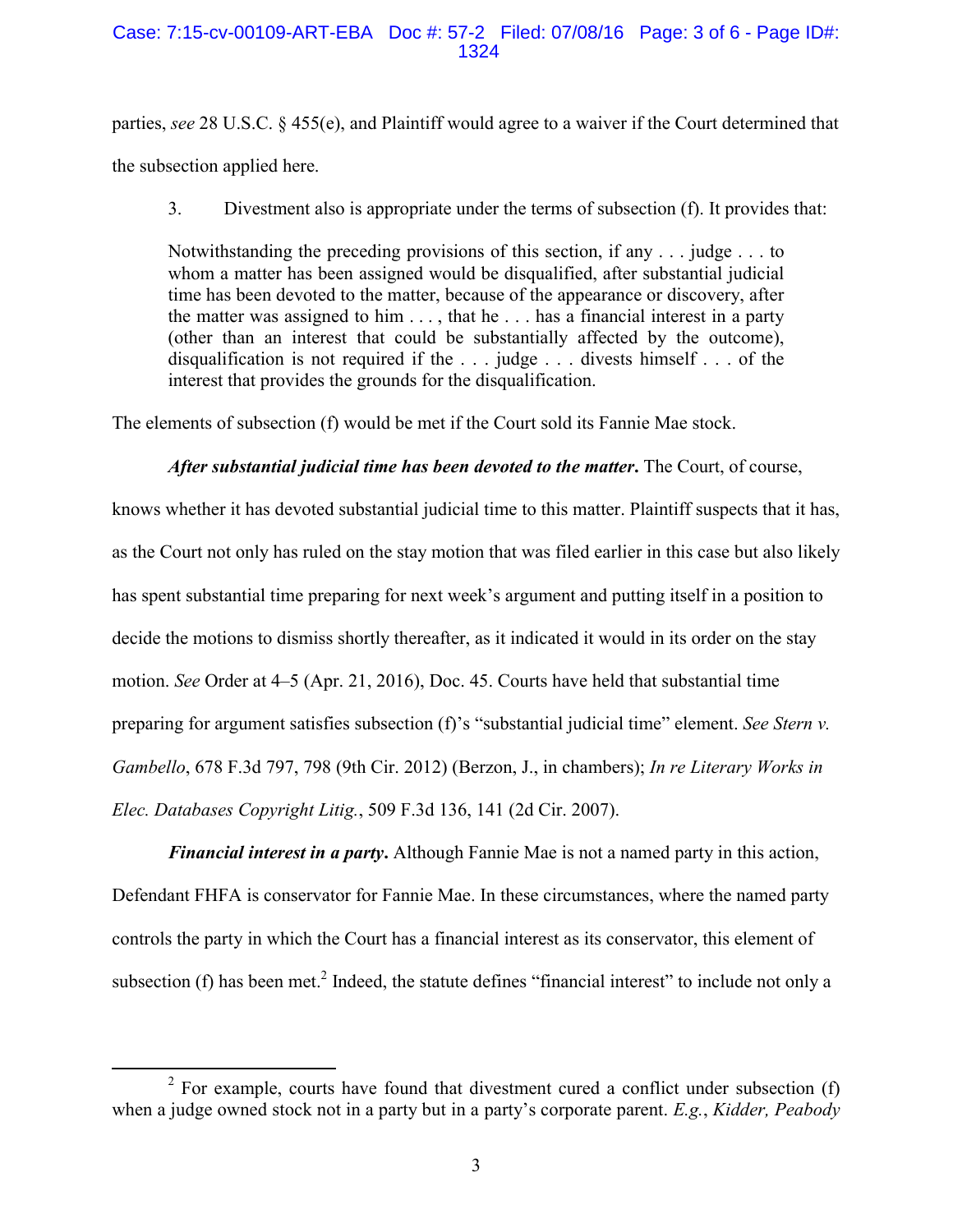parties, *see* 28 U.S.C. § 455(e), and Plaintiff would agree to a waiver if the Court determined that the subsection applied here.

3. Divestment also is appropriate under the terms of subsection (f). It provides that:

> Notwithstanding the preceding provisions of this section, if any . . . judge . . . to whom a matter has been assigned would be disqualified, after substantial judicial time has been devoted to the matter, because of the appearance or discovery, after the matter was assigned to him . . . , that he . . . has a financial interest in a party (other than an interest that could be substantially affected by the outcome), disqualification is not required if the . . . judge . . . divests himself . . . of the interest that provides the grounds for the disqualification.

The elements of subsection (f) would be met if the Court sold its Fannie Mae stock.

***After substantial judicial time has been devoted to the matter*.** The Court, of course, knows whether it has devoted substantial judicial time to this matter. Plaintiff suspects that it has, as the Court not only has ruled on the stay motion that was filed earlier in this case but also likely has spent substantial time preparing for next week's argument and putting itself in a position to decide the motions to dismiss shortly thereafter, as it indicated it would in its order on the stay motion. *See* Order at 4–5 (Apr. 21, 2016), Doc. 45. Courts have held that substantial time preparing for argument satisfies subsection (f)'s "substantial judicial time" element. *See Stern v. Gambello*, 678 F.3d 797, 798 (9th Cir. 2012) (Berzon, J., in chambers); *In re Literary Works in Elec. Databases Copyright Litig.*, 509 F.3d 136, 141 (2d Cir. 2007).

***Financial interest in a party*.** Although Fannie Mae is not a named party in this action, Defendant FHFA is conservator for Fannie Mae. In these circumstances, where the named party controls the party in which the Court has a financial interest as its conservator, this element of subsection (f) has been met.[2] Indeed, the statute defines "financial interest" to include not only a

---

[2] For example, courts have found that divestment cured a conflict under subsection (f) when a judge owned stock not in a party but in a party's corporate parent. *E.g.*, *Kidder, Peabody*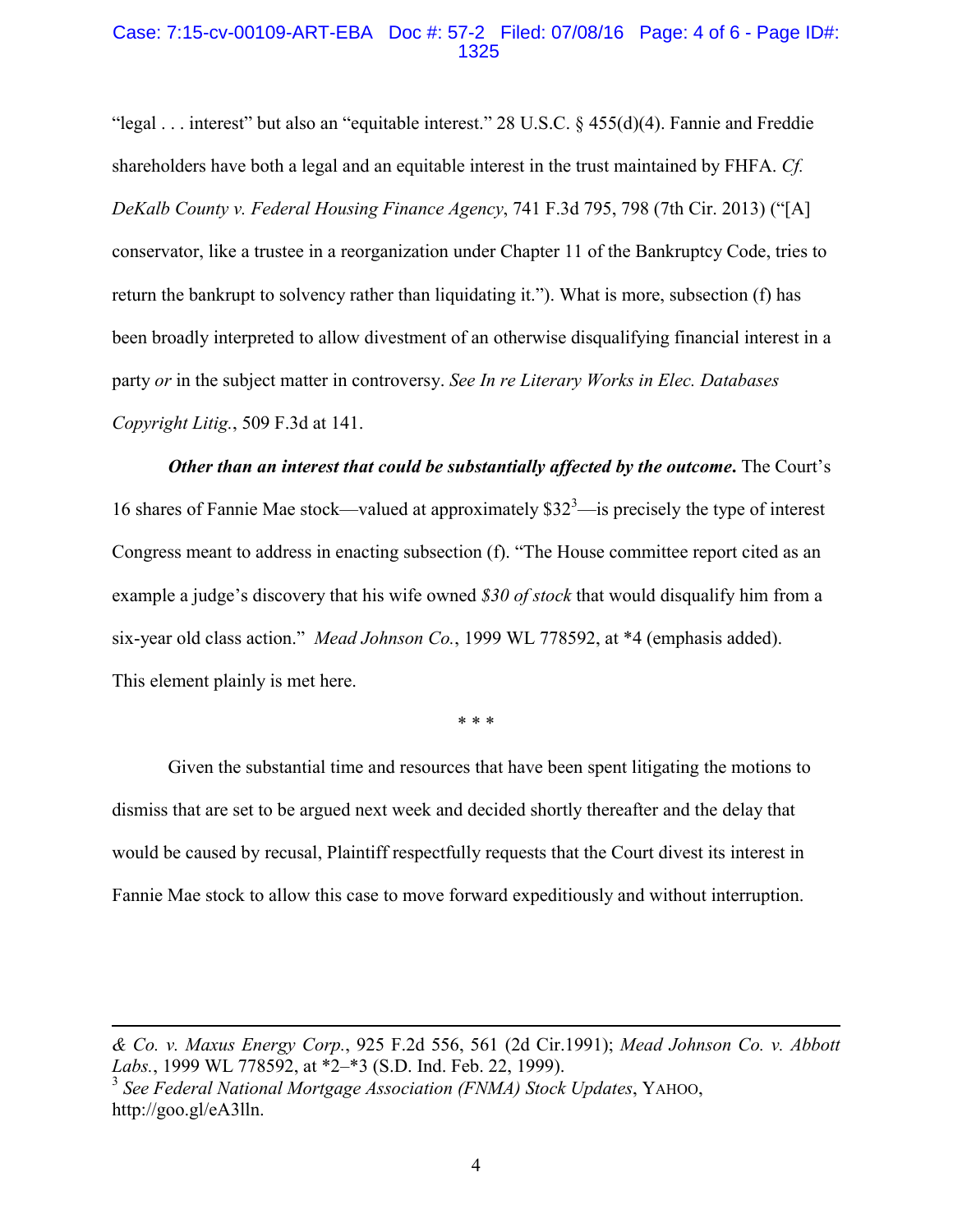"legal . . . interest" but also an "equitable interest." 28 U.S.C. § 455(d)(4). Fannie and Freddie shareholders have both a legal and an equitable interest in the trust maintained by FHFA. *Cf. DeKalb County v. Federal Housing Finance Agency*, 741 F.3d 795, 798 (7th Cir. 2013) ("[A] conservator, like a trustee in a reorganization under Chapter 11 of the Bankruptcy Code, tries to return the bankrupt to solvency rather than liquidating it."). What is more, subsection (f) has been broadly interpreted to allow divestment of an otherwise disqualifying financial interest in a party *or* in the subject matter in controversy. *See In re Literary Works in Elec. Databases Copyright Litig.*, 509 F.3d at 141.

***Other than an interest that could be substantially affected by the outcome.*** The Court's 16 shares of Fannie Mae stock—valued at approximately $32[3]—is precisely the type of interest Congress meant to address in enacting subsection (f). "The House committee report cited as an example a judge's discovery that his wife owned *$30 of stock* that would disqualify him from a six-year old class action." *Mead Johnson Co.*, 1999 WL 778592, at *4 (emphasis added). This element plainly is met here.

\* \* \*

Given the substantial time and resources that have been spent litigating the motions to dismiss that are set to be argued next week and decided shortly thereafter and the delay that would be caused by recusal, Plaintiff respectfully requests that the Court divest its interest in Fannie Mae stock to allow this case to move forward expeditiously and without interruption.

---

*& Co. v. Maxus Energy Corp.*, 925 F.2d 556, 561 (2d Cir.1991); *Mead Johnson Co. v. Abbott Labs.*, 1999 WL 778592, at *2–*3 (S.D. Ind. Feb. 22, 1999).

[3] *See Federal National Mortgage Association (FNMA) Stock Updates*, YAHOO, http://goo.gl/eA3lln.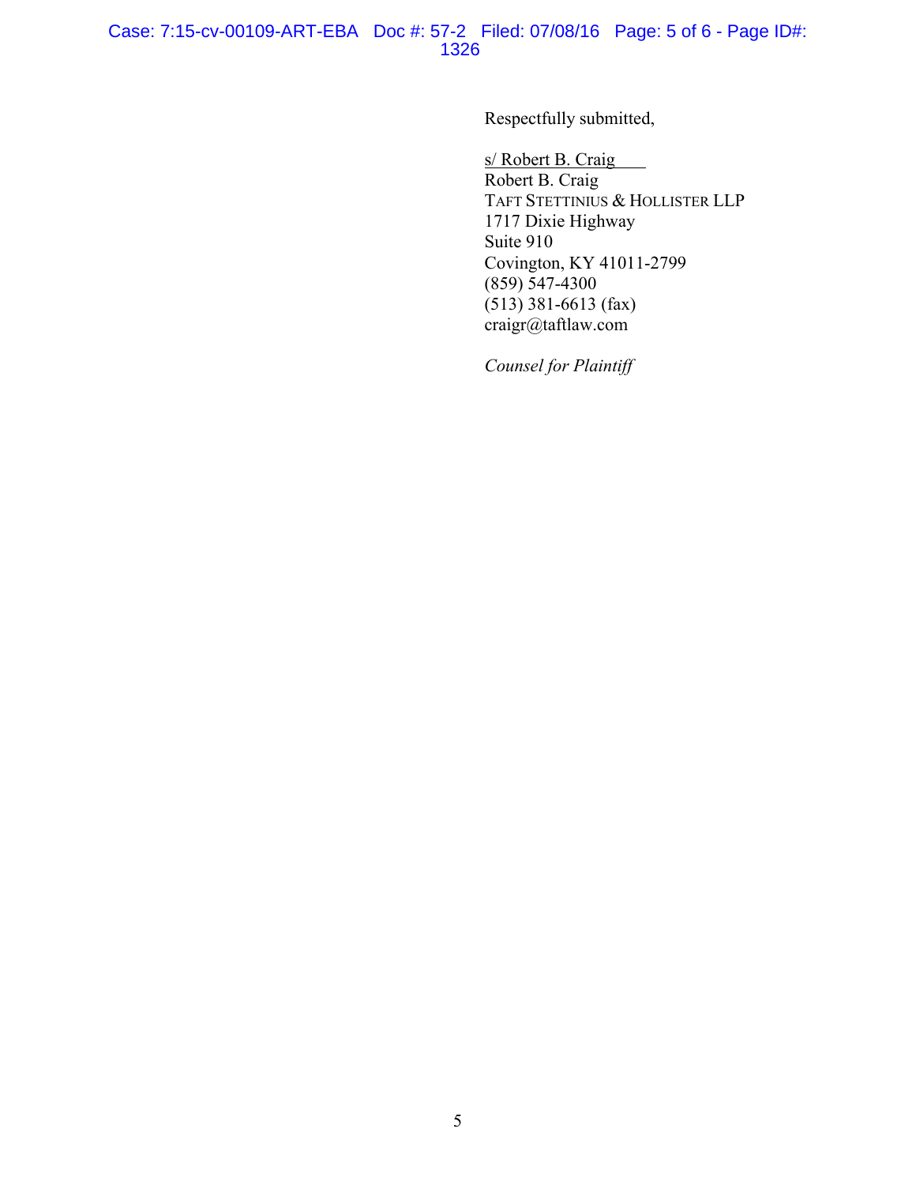Respectfully submitted,

s/ Robert B. Craig
Robert B. Craig
TAFT STETTINIUS & HOLLISTER LLP
1717 Dixie Highway
Suite 910
Covington, KY 41011-2799
(859) 547-4300
(513) 381-6613 (fax)
craigr@taftlaw.com

*Counsel for Plaintiff*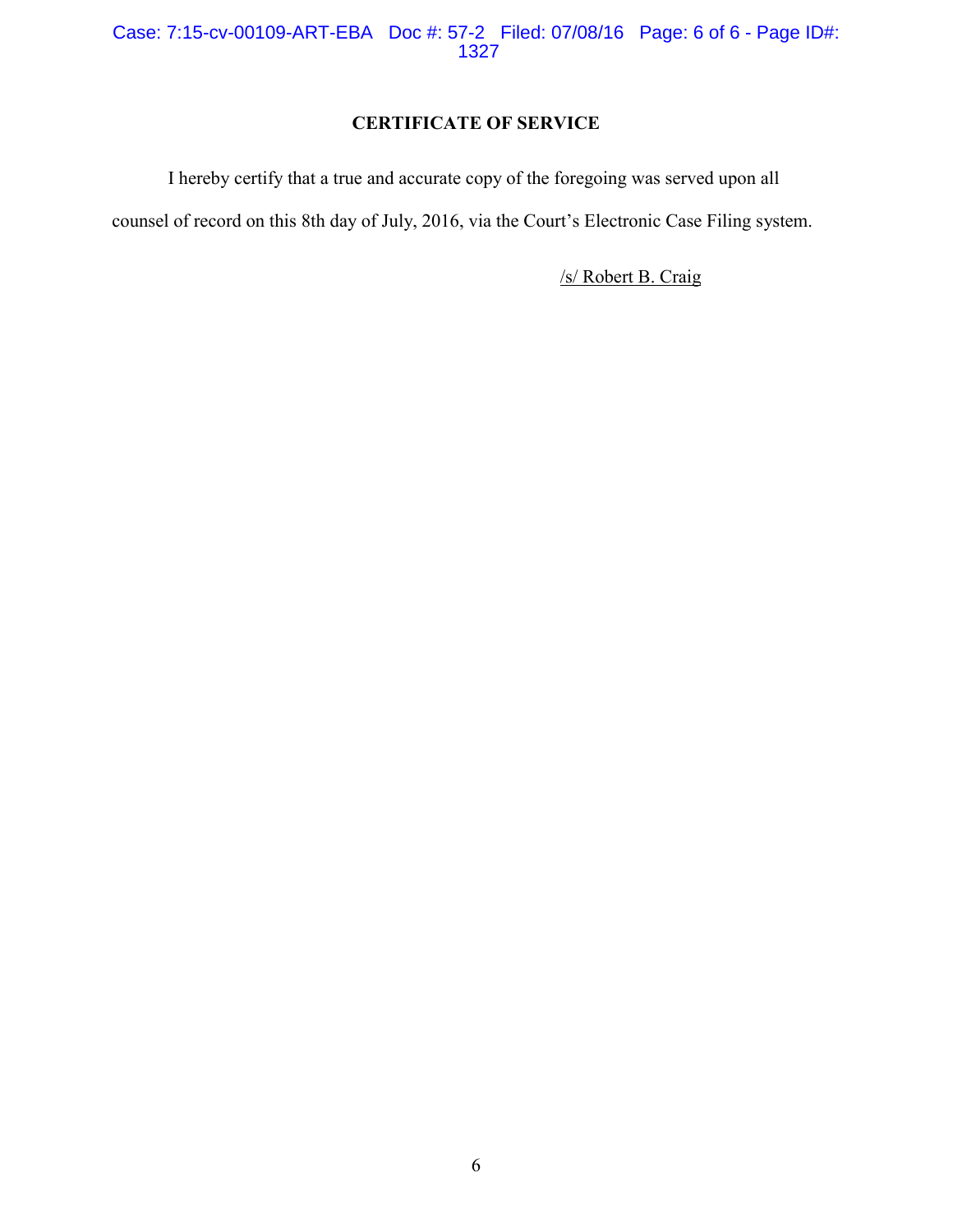## CERTIFICATE OF SERVICE

I hereby certify that a true and accurate copy of the foregoing was served upon all counsel of record on this 8th day of July, 2016, via the Court's Electronic Case Filing system.

/s/ Robert B. Craig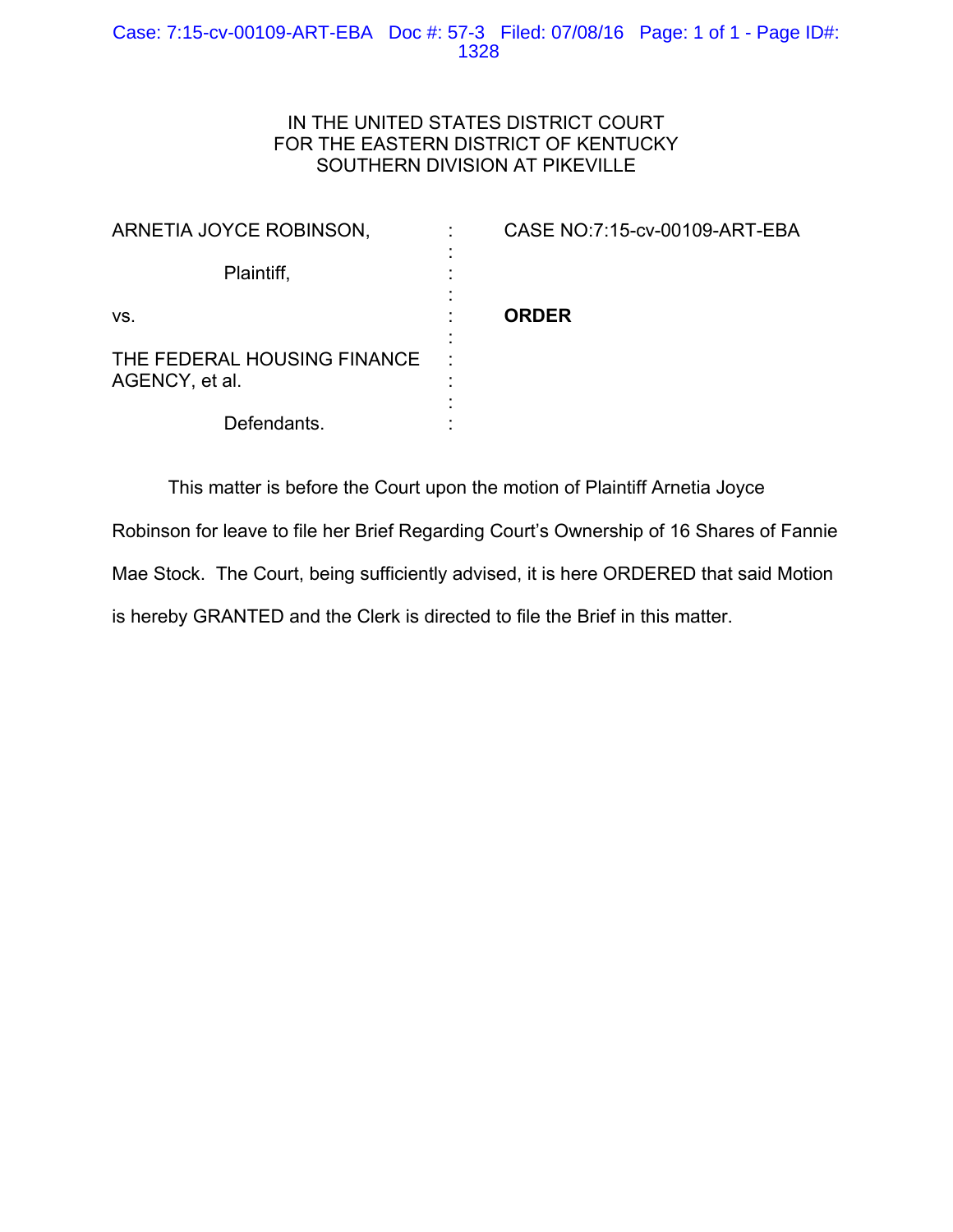IN THE UNITED STATES DISTRICT COURT
FOR THE EASTERN DISTRICT OF KENTUCKY
SOUTHERN DIVISION AT PIKEVILLE

| | | |
|---|---|---|
| ARNETIA JOYCE ROBINSON, | : | CASE NO:7:15-cv-00109-ART-EBA |
| Plaintiff, | : | |
| vs. | : | **ORDER** |
| THE FEDERAL HOUSING FINANCE AGENCY, et al. | : | |
| Defendants. | : | |

This matter is before the Court upon the motion of Plaintiff Arnetia Joyce Robinson for leave to file her Brief Regarding Court's Ownership of 16 Shares of Fannie Mae Stock. The Court, being sufficiently advised, it is here ORDERED that said Motion is hereby GRANTED and the Clerk is directed to file the Brief in this matter.